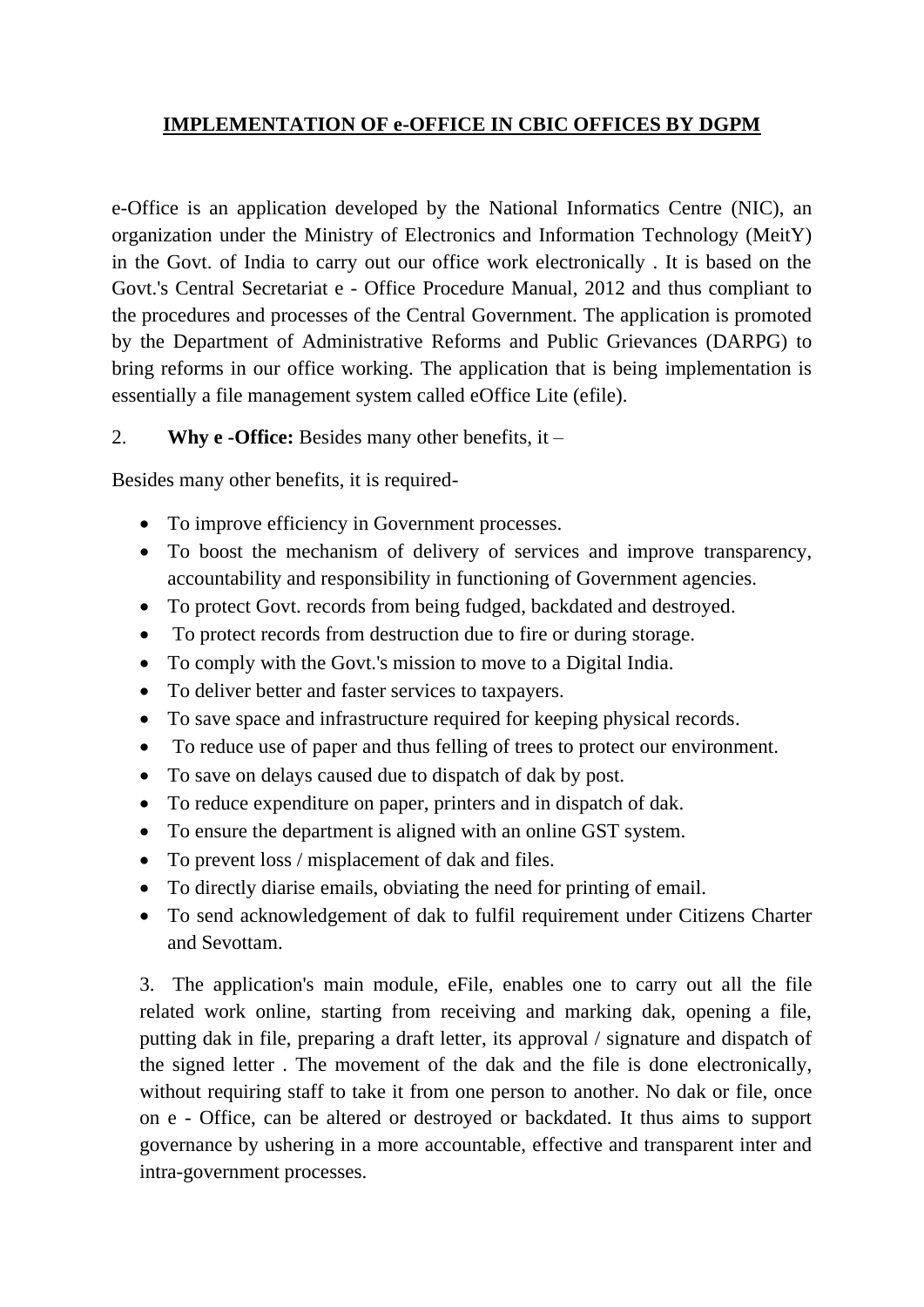# IMPLEMENTATION OF e-OFFICE IN CBIC OFFICES BY DGPM

e-Office is an application developed by the National Informatics Centre (NIC), an organization under the Ministry of Electronics and Information Technology (MeitY) in the Govt. of India to carry out our office work electronically . It is based on the Govt.'s Central Secretariat e - Office Procedure Manual, 2012 and thus compliant to the procedures and processes of the Central Government. The application is promoted by the Department of Administrative Reforms and Public Grievances (DARPG) to bring reforms in our office working. The application that is being implementation is essentially a file management system called eOffice Lite (efile).

2. **Why e -Office:** Besides many other benefits, it –

Besides many other benefits, it is required-

- To improve efficiency in Government processes.
- To boost the mechanism of delivery of services and improve transparency, accountability and responsibility in functioning of Government agencies.
- To protect Govt. records from being fudged, backdated and destroyed.
- To protect records from destruction due to fire or during storage.
- To comply with the Govt.'s mission to move to a Digital India.
- To deliver better and faster services to taxpayers.
- To save space and infrastructure required for keeping physical records.
- To reduce use of paper and thus felling of trees to protect our environment.
- To save on delays caused due to dispatch of dak by post.
- To reduce expenditure on paper, printers and in dispatch of dak.
- To ensure the department is aligned with an online GST system.
- To prevent loss / misplacement of dak and files.
- To directly diarise emails, obviating the need for printing of email.
- To send acknowledgement of dak to fulfil requirement under Citizens Charter and Sevottam.

3. The application's main module, eFile, enables one to carry out all the file related work online, starting from receiving and marking dak, opening a file, putting dak in file, preparing a draft letter, its approval / signature and dispatch of the signed letter . The movement of the dak and the file is done electronically, without requiring staff to take it from one person to another. No dak or file, once on e - Office, can be altered or destroyed or backdated. It thus aims to support governance by ushering in a more accountable, effective and transparent inter and intra-government processes.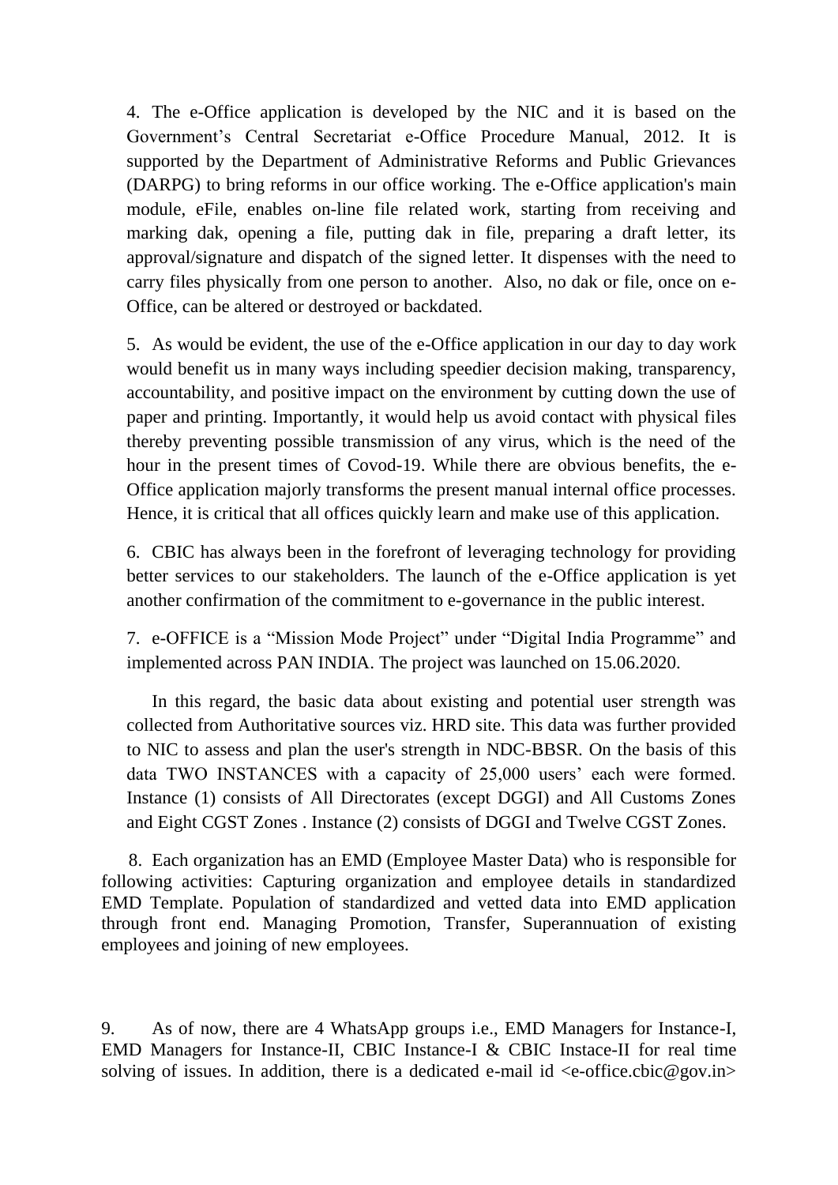4. The e-Office application is developed by the NIC and it is based on the Government's Central Secretariat e-Office Procedure Manual, 2012. It is supported by the Department of Administrative Reforms and Public Grievances (DARPG) to bring reforms in our office working. The e-Office application's main module, eFile, enables on-line file related work, starting from receiving and marking dak, opening a file, putting dak in file, preparing a draft letter, its approval/signature and dispatch of the signed letter. It dispenses with the need to carry files physically from one person to another. Also, no dak or file, once on e-Office, can be altered or destroyed or backdated.

5. As would be evident, the use of the e-Office application in our day to day work would benefit us in many ways including speedier decision making, transparency, accountability, and positive impact on the environment by cutting down the use of paper and printing. Importantly, it would help us avoid contact with physical files thereby preventing possible transmission of any virus, which is the need of the hour in the present times of Covod-19. While there are obvious benefits, the e-Office application majorly transforms the present manual internal office processes. Hence, it is critical that all offices quickly learn and make use of this application.

6. CBIC has always been in the forefront of leveraging technology for providing better services to our stakeholders. The launch of the e-Office application is yet another confirmation of the commitment to e-governance in the public interest.

7. e-OFFICE is a "Mission Mode Project" under "Digital India Programme" and implemented across PAN INDIA. The project was launched on 15.06.2020.

In this regard, the basic data about existing and potential user strength was collected from Authoritative sources viz. HRD site. This data was further provided to NIC to assess and plan the user's strength in NDC-BBSR. On the basis of this data TWO INSTANCES with a capacity of 25,000 users' each were formed. Instance (1) consists of All Directorates (except DGGI) and All Customs Zones and Eight CGST Zones . Instance (2) consists of DGGI and Twelve CGST Zones.

8. Each organization has an EMD (Employee Master Data) who is responsible for following activities: Capturing organization and employee details in standardized EMD Template. Population of standardized and vetted data into EMD application through front end. Managing Promotion, Transfer, Superannuation of existing employees and joining of new employees.

9. As of now, there are 4 WhatsApp groups i.e., EMD Managers for Instance-I, EMD Managers for Instance-II, CBIC Instance-I & CBIC Instace-II for real time solving of issues. In addition, there is a dedicated e-mail id <e-office.cbic@gov.in>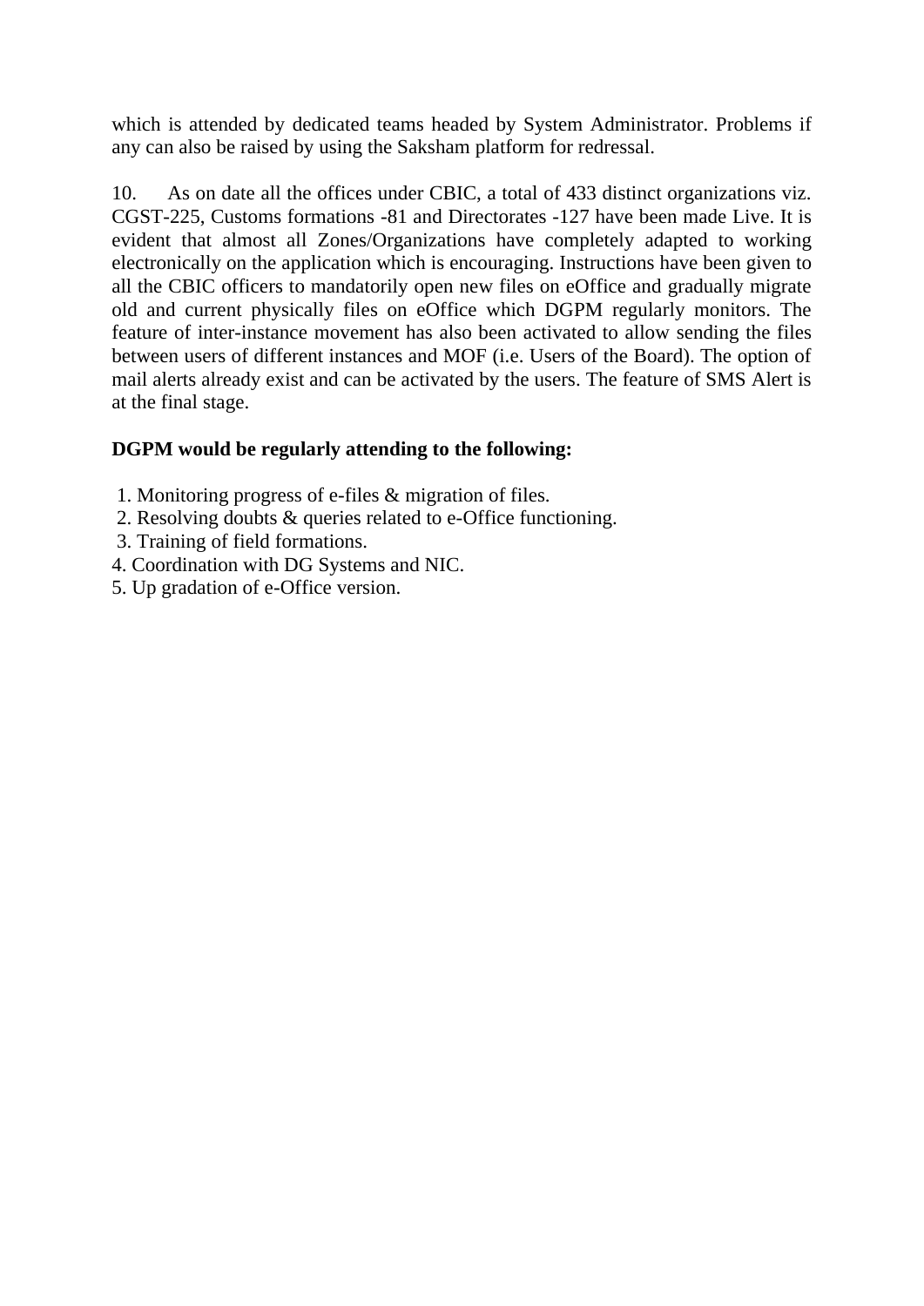which is attended by dedicated teams headed by System Administrator. Problems if any can also be raised by using the Saksham platform for redressal.

10. As on date all the offices under CBIC, a total of 433 distinct organizations viz. CGST-225, Customs formations -81 and Directorates -127 have been made Live. It is evident that almost all Zones/Organizations have completely adapted to working electronically on the application which is encouraging. Instructions have been given to all the CBIC officers to mandatorily open new files on eOffice and gradually migrate old and current physically files on eOffice which DGPM regularly monitors. The feature of inter-instance movement has also been activated to allow sending the files between users of different instances and MOF (i.e. Users of the Board). The option of mail alerts already exist and can be activated by the users. The feature of SMS Alert is at the final stage.

**DGPM would be regularly attending to the following:**

1. Monitoring progress of e-files & migration of files.
2. Resolving doubts & queries related to e-Office functioning.
3. Training of field formations.
4. Coordination with DG Systems and NIC.
5. Up gradation of e-Office version.